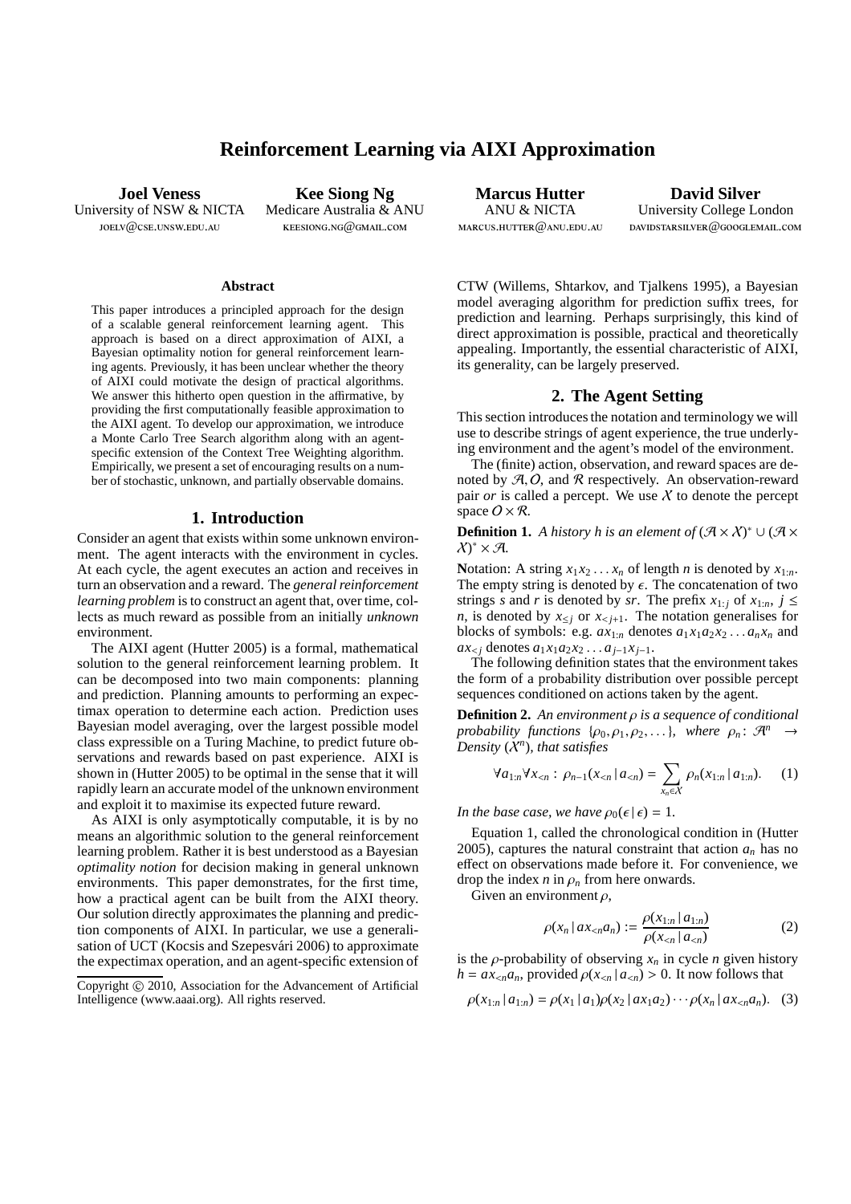# Reinforcement Learning via AIXI Approximation

**Joel Veness**
University of NSW & NICTA
joelv@cse.unsw.edu.au

**Kee Siong Ng**
Medicare Australia & ANU
keesiong.ng@gmail.com

**Marcus Hutter**
ANU & NICTA
marcus.hutter@anu.edu.au

**David Silver**
University College London
davidstarsilver@googlemail.com

### Abstract

This paper introduces a principled approach for the design of a scalable general reinforcement learning agent. This approach is based on a direct approximation of AIXI, a Bayesian optimality notion for general reinforcement learning agents. Previously, it has been unclear whether the theory of AIXI could motivate the design of practical algorithms. We answer this hitherto open question in the affirmative, by providing the first computationally feasible approximation to the AIXI agent. To develop our approximation, we introduce a Monte Carlo Tree Search algorithm along with an agent-specific extension of the Context Tree Weighting algorithm. Empirically, we present a set of encouraging results on a number of stochastic, unknown, and partially observable domains.

## 1. Introduction

Consider an agent that exists within some unknown environment. The agent interacts with the environment in cycles. At each cycle, the agent executes an action and receives in turn an observation and a reward. The *general reinforcement learning problem* is to construct an agent that, over time, collects as much reward as possible from an initially *unknown* environment.

The AIXI agent (Hutter 2005) is a formal, mathematical solution to the general reinforcement learning problem. It can be decomposed into two main components: planning and prediction. Planning amounts to performing an expectimax operation to determine each action. Prediction uses Bayesian model averaging, over the largest possible model class expressible on a Turing Machine, to predict future observations and rewards based on past experience. AIXI is shown in (Hutter 2005) to be optimal in the sense that it will rapidly learn an accurate model of the unknown environment and exploit it to maximise its expected future reward.

As AIXI is only asymptotically computable, it is by no means an algorithmic solution to the general reinforcement learning problem. Rather it is best understood as a Bayesian *optimality notion* for decision making in general unknown environments. This paper demonstrates, for the first time, how a practical agent can be built from the AIXI theory. Our solution directly approximates the planning and prediction components of AIXI. In particular, we use a generalisation of UCT (Kocsis and Szepesvári 2006) to approximate the expectimax operation, and an agent-specific extension of CTW (Willems, Shtarkov, and Tjalkens 1995), a Bayesian model averaging algorithm for prediction suffix trees, for prediction and learning. Perhaps surprisingly, this kind of direct approximation is possible, practical and theoretically appealing. Importantly, the essential characteristic of AIXI, its generality, can be largely preserved.

Copyright © 2010, Association for the Advancement of Artificial Intelligence (www.aaai.org). All rights reserved.

## 2. The Agent Setting

This section introduces the notation and terminology we will use to describe strings of agent experience, the true underlying environment and the agent's model of the environment.

The (finite) action, observation, and reward spaces are denoted by $\mathcal{A}, \mathcal{O}$, and $\mathcal{R}$ respectively. An observation-reward pair $or$ is called a percept. We use $\mathcal{X}$ to denote the percept space $\mathcal{O} \times \mathcal{R}$.

**Definition 1.** *A history $h$ is an element of $(\mathcal{A} \times \mathcal{X})^* \cup (\mathcal{A} \times \mathcal{X})^* \times \mathcal{A}$.*

**Notation:** A string $x_1 x_2 \ldots x_n$ of length $n$ is denoted by $x_{1:n}$. The empty string is denoted by $\epsilon$. The concatenation of two strings $s$ and $r$ is denoted by $sr$. The prefix $x_{1:j}$ of $x_{1:n}$, $j \leq n$, is denoted by $x_{\leq j}$ or $x_{<j+1}$. The notation generalises for blocks of symbols: e.g. $ax_{1:n}$ denotes $a_1 x_1 a_2 x_2 \ldots a_n x_n$ and $ax_{<j}$ denotes $a_1 x_1 a_2 x_2 \ldots a_{j-1} x_{j-1}$.

The following definition states that the environment takes the form of a probability distribution over possible percept sequences conditioned on actions taken by the agent.

**Definition 2.** *An environment $\rho$ is a sequence of conditional probability functions $\{\rho_0, \rho_1, \rho_2, \ldots\}$, where $\rho_n \colon \mathcal{A}^n \to$ Density $(\mathcal{X}^n)$, that satisfies*

$$\forall a_{1:n} \forall x_{<n} : \rho_{n-1}(x_{<n} \,|\, a_{<n}) = \sum_{x_n \in \mathcal{X}} \rho_n(x_{1:n} \,|\, a_{1:n}). \quad (1)$$

*In the base case, we have $\rho_0(\epsilon \,|\, \epsilon) = 1$.*

Equation 1, called the chronological condition in (Hutter 2005), captures the natural constraint that action $a_n$ has no effect on observations made before it. For convenience, we drop the index $n$ in $\rho_n$ from here onwards.

Given an environment $\rho$,

$$\rho(x_n \,|\, ax_{<n}a_n) := \frac{\rho(x_{1:n} \,|\, a_{1:n})}{\rho(x_{<n} \,|\, a_{<n})} \quad (2)$$

is the $\rho$-probability of observing $x_n$ in cycle $n$ given history $h = ax_{<n}a_n$, provided $\rho(x_{<n} \,|\, a_{<n}) > 0$. It now follows that

$$\rho(x_{1:n} \,|\, a_{1:n}) = \rho(x_1 \,|\, a_1)\rho(x_2 \,|\, ax_1 a_2) \cdots \rho(x_n \,|\, ax_{<n}a_n). \quad (3)$$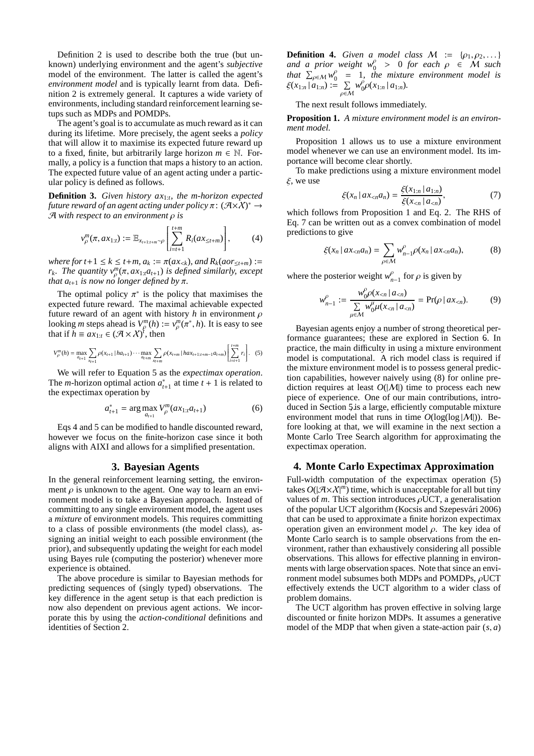Definition 2 is used to describe both the true (but unknown) underlying environment and the agent's *subjective* model of the environment. The latter is called the agent's *environment model* and is typically learnt from data. Definition 2 is extremely general. It captures a wide variety of environments, including standard reinforcement learning setups such as MDPs and POMDPs.

The agent's goal is to accumulate as much reward as it can during its lifetime. More precisely, the agent seeks a *policy* that will allow it to maximise its expected future reward up to a fixed, finite, but arbitrarily large horizon $m \in \mathbb{N}$. Formally, a policy is a function that maps a history to an action. The expected future value of an agent acting under a particular policy is defined as follows.

**Definition 3.** *Given history $ax_{1:t}$, the m-horizon expected future reward of an agent acting under policy $\pi\colon (\mathcal{A}\times\mathcal{X})^* \to \mathcal{A}$ with respect to an environment $\rho$ is*

$$v^m_\rho(\pi, ax_{1:t}) := \mathbb{E}_{x_{t+1:t+m}\sim\rho}\left[\sum_{i=t+1}^{t+m} R_i(ax_{\leq t+m})\right], \qquad (4)$$

*where for $t+1 \leq k \leq t+m$, $a_k := \pi(ax_{<k})$, and $R_k(aor_{\leq t+m}) := r_k$. The quantity $v^m_\rho(\pi, ax_{1:t}a_{t+1})$ is defined similarly, except that $a_{t+1}$ is now no longer defined by $\pi$.*

The optimal policy $\pi^*$ is the policy that maximises the expected future reward. The maximal achievable expected future reward of an agent with history $h$ in environment $\rho$ looking $m$ steps ahead is $V^m_\rho(h) := v^m_\rho(\pi^*, h)$. It is easy to see that if $h \equiv ax_{1:t} \in (\mathcal{A}\times\mathcal{X})^t$, then

$$V^m_\rho(h) = \max_{a_{t+1}} \sum_{x_{t+1}} \rho(x_{t+1} \,|\, ha_{t+1}) \cdots \max_{a_{t+m}} \sum_{x_{t+m}} \rho(x_{t+m} \,|\, hax_{t+1:t+m-1}a_{t+m}) \left[\sum_{i=t+1}^{t+m} r_i\right]. \quad (5)$$

We will refer to Equation 5 as the *expectimax operation*. The $m$-horizon optimal action $a^*_{t+1}$ at time $t+1$ is related to the expectimax operation by

$$a^*_{t+1} = \arg\max_{a_{t+1}} V^m_\rho(ax_{1:t}a_{t+1}) \qquad (6)$$

Eqs 4 and 5 can be modified to handle discounted reward, however we focus on the finite-horizon case since it both aligns with AIXI and allows for a simplified presentation.

## 3. Bayesian Agents

In the general reinforcement learning setting, the environment $\rho$ is unknown to the agent. One way to learn an environment model is to take a Bayesian approach. Instead of committing to any single environment model, the agent uses a *mixture* of environment models. This requires committing to a class of possible environments (the model class), assigning an initial weight to each possible environment (the prior), and subsequently updating the weight for each model using Bayes rule (computing the posterior) whenever more experience is obtained.

The above procedure is similar to Bayesian methods for predicting sequences of (singly typed) observations. The key difference in the agent setup is that each prediction is now also dependent on previous agent actions. We incorporate this by using the *action-conditional* definitions and identities of Section 2.

**Definition 4.** *Given a model class $\mathcal{M} := \{\rho_1, \rho_2, \ldots\}$ and a prior weight $w^\rho_0 > 0$ for each $\rho \in \mathcal{M}$ such that $\sum_{\rho\in\mathcal{M}} w^\rho_0 = 1$, the mixture environment model is $\xi(x_{1:n} \,|\, a_{1:n}) := \sum_{\rho\in\mathcal{M}} w^\rho_0 \rho(x_{1:n} \,|\, a_{1:n})$.*

The next result follows immediately.

**Proposition 1.** *A mixture environment model is an environment model.*

Proposition 1 allows us to use a mixture environment model whenever we can use an environment model. Its importance will become clear shortly.

To make predictions using a mixture environment model $\xi$, we use

$$\xi(x_n \,|\, ax_{<n}a_n) = \frac{\xi(x_{1:n} \,|\, a_{1:n})}{\xi(x_{<n} \,|\, a_{<n})}, \qquad (7)$$

which follows from Proposition 1 and Eq. 2. The RHS of Eq. 7 can be written out as a convex combination of model predictions to give

$$\xi(x_n \,|\, ax_{<n}a_n) = \sum_{\rho\in\mathcal{M}} w^\rho_{n-1} \rho(x_n \,|\, ax_{<n}a_n), \qquad (8)$$

where the posterior weight $w^\rho_{n-1}$ for $\rho$ is given by

$$w^\rho_{n-1} := \frac{w^\rho_0 \rho(x_{<n} \,|\, a_{<n})}{\sum\limits_{\mu\in\mathcal{M}} w^\mu_0 \mu(x_{<n} \,|\, a_{<n})} = \Pr(\rho \,|\, ax_{<n}). \qquad (9)$$

Bayesian agents enjoy a number of strong theoretical performance guarantees; these are explored in Section 6. In practice, the main difficulty in using a mixture environment model is computational. A rich model class is required if the mixture environment model is to possess general prediction capabilities, however naively using (8) for online prediction requires at least $O(|\mathcal{M}|)$ time to process each new piece of experience. One of our main contributions, introduced in Section 5,is a large, efficiently computable mixture environment model that runs in time $O(\log(\log|\mathcal{M}|))$. Before looking at that, we will examine in the next section a Monte Carlo Tree Search algorithm for approximating the expectimax operation.

## 4. Monte Carlo Expectimax Approximation

Full-width computation of the expectimax operation (5) takes $O(|\mathcal{A}\times\mathcal{X}|^m)$ time, which is unacceptable for all but tiny values of $m$. This section introduces $\rho$UCT, a generalisation of the popular UCT algorithm (Kocsis and Szepesvári 2006) that can be used to approximate a finite horizon expectimax operation given an environment model $\rho$. The key idea of Monte Carlo search is to sample observations from the environment, rather than exhaustively considering all possible observations. This allows for effective planning in environments with large observation spaces. Note that since an environment model subsumes both MDPs and POMDPs, $\rho$UCT effectively extends the UCT algorithm to a wider class of problem domains.

The UCT algorithm has proven effective in solving large discounted or finite horizon MDPs. It assumes a generative model of the MDP that when given a state-action pair $(s, a)$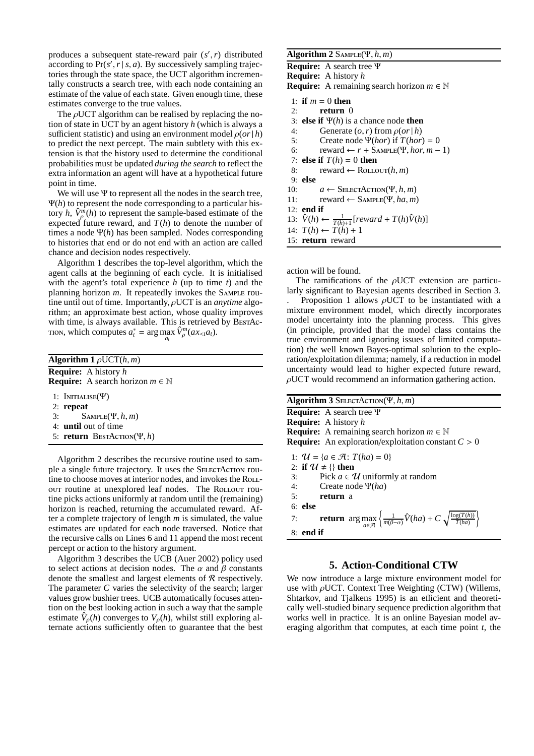produces a subsequent state-reward pair $(s', r)$ distributed according to $\Pr(s', r \mid s, a)$. By successively sampling trajectories through the state space, the UCT algorithm incrementally constructs a search tree, with each node containing an estimate of the value of each state. Given enough time, these estimates converge to the true values.

The $\rho$UCT algorithm can be realised by replacing the notion of state in UCT by an agent history $h$ (which is always a sufficient statistic) and using an environment model $\rho(or \mid h)$ to predict the next percept. The main subtlety with this extension is that the history used to determine the conditional probabilities must be updated *during the search* to reflect the extra information an agent will have at a hypothetical future point in time.

We will use $\Psi$ to represent all the nodes in the search tree, $\Psi(h)$ to represent the node corresponding to a particular history $h$, $\hat{V}^m_\rho(h)$ to represent the sample-based estimate of the expected future reward, and $T(h)$ to denote the number of times a node $\Psi(h)$ has been sampled. Nodes corresponding to histories that end or do not end with an action are called chance and decision nodes respectively.

Algorithm 1 describes the top-level algorithm, which the agent calls at the beginning of each cycle. It is initialised with the agent's total experience $h$ (up to time $t$) and the planning horizon $m$. It repeatedly invokes the Sample routine until out of time. Importantly, $\rho$UCT is an *anytime* algorithm; an approximate best action, whose quality improves with time, is always available. This is retrieved by BestAction, which computes $a^*_t = \arg\max_{a_t} \hat{V}^m_\rho(ax_{<t}a_t)$.

**Algorithm 1** $\rho$UCT$(h, m)$

**Require:** A history $h$
**Require:** A search horizon $m \in \mathbb{N}$

```
1: Initialise(Ψ)
2: repeat
3:     Sample(Ψ, h, m)
4: until out of time
5: return BestAction(Ψ, h)
```

Algorithm 2 describes the recursive routine used to sample a single future trajectory. It uses the SelectAction routine to choose moves at interior nodes, and invokes the Rollout routine at unexplored leaf nodes. The Rollout routine picks actions uniformly at random until the (remaining) horizon is reached, returning the accumulated reward. After a complete trajectory of length $m$ is simulated, the value estimates are updated for each node traversed. Notice that the recursive calls on Lines 6 and 11 append the most recent percept or action to the history argument.

Algorithm 3 describes the UCB (Auer 2002) policy used to select actions at decision nodes. The $\alpha$ and $\beta$ constants denote the smallest and largest elements of $\mathcal{R}$ respectively. The parameter $C$ varies the selectivity of the search; larger values grow bushier trees. UCB automatically focuses attention on the best looking action in such a way that the sample estimate $\hat{V}_\rho(h)$ converges to $V_\rho(h)$, whilst still exploring alternate actions sufficiently often to guarantee that the best action will be found.

**Algorithm 2** Sample$(\Psi, h, m)$

**Require:** A search tree $\Psi$
**Require:** A history $h$
**Require:** A remaining search horizon $m \in \mathbb{N}$

```
1: if m = 0 then
2:     return 0
3: else if Ψ(h) is a chance node then
4:     Generate (o, r) from ρ(or | h)
5:     Create node Ψ(hor) if T(hor) = 0
6:     reward ← r + Sample(Ψ, hor, m − 1)
7: else if T(h) = 0 then
8:     reward ← Rollout(h, m)
9: else
10:    a ← SelectAction(Ψ, h, m)
11:    reward ← Sample(Ψ, ha, m)
12: end if
13: V̂(h) ← 1/(T(h)+1) [reward + T(h)V̂(h)]
14: T(h) ← T(h) + 1
15: return reward
```

The ramifications of the $\rho$UCT extension are particularly significant to Bayesian agents described in Section 3. . Proposition 1 allows $\rho$UCT to be instantiated with a mixture environment model, which directly incorporates model uncertainty into the planning process. This gives (in principle, provided that the model class contains the true environment and ignoring issues of limited computation) the well known Bayes-optimal solution to the exploration/exploitation dilemma; namely, if a reduction in model uncertainty would lead to higher expected future reward, $\rho$UCT would recommend an information gathering action.

**Algorithm 3** SelectAction$(\Psi, h, m)$

**Require:** A search tree $\Psi$
**Require:** A history $h$
**Require:** A remaining search horizon $m \in \mathbb{N}$
**Require:** An exploration/exploitation constant $C > 0$

1: $\mathcal{U} = \{a \in \mathcal{A} \colon T(ha) = 0\}$
2: **if** $\mathcal{U} \neq \{\}$ **then**
3: Pick $a \in \mathcal{U}$ uniformly at random
4: Create node $\Psi(ha)$
5: **return** a
6: **else**
7: **return** $\arg\max_{a \in \mathcal{A}} \left\{ \frac{1}{m(\beta - \alpha)} \hat{V}(ha) + C \sqrt{\frac{\log(T(h))}{T(ha)}} \right\}$
8: **end if**

## 5. Action-Conditional CTW

We now introduce a large mixture environment model for use with $\rho$UCT. Context Tree Weighting (CTW) (Willems, Shtarkov, and Tjalkens 1995) is an efficient and theoretically well-studied binary sequence prediction algorithm that works well in practice. It is an online Bayesian model averaging algorithm that computes, at each time point $t$, the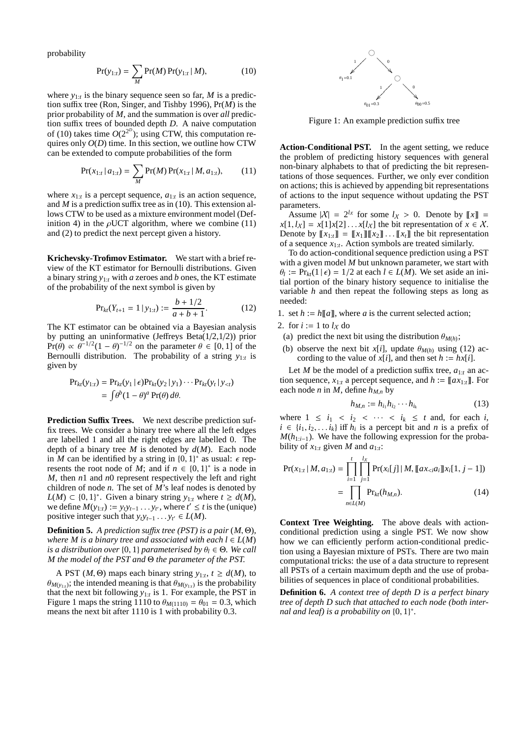probability

$$\Pr(y_{1:t}) = \sum_M \Pr(M) \Pr(y_{1:t} \mid M), \tag{10}$$

where $y_{1:t}$ is the binary sequence seen so far, $M$ is a prediction suffix tree (Ron, Singer, and Tishby 1996), $\Pr(M)$ is the prior probability of $M$, and the summation is over *all* prediction suffix trees of bounded depth $D$. A naive computation of (10) takes time $O(2^{2^D})$; using CTW, this computation requires only $O(D)$ time. In this section, we outline how CTW can be extended to compute probabilities of the form

$$\Pr(x_{1:t} \mid a_{1:t}) = \sum_M \Pr(M) \Pr(x_{1:t} \mid M, a_{1:t}), \tag{11}$$

where $x_{1:t}$ is a percept sequence, $a_{1:t}$ is an action sequence, and $M$ is a prediction suffix tree as in (10). This extension allows CTW to be used as a mixture environment model (Definition 4) in the $\rho$UCT algorithm, where we combine (11) and (2) to predict the next percept given a history.

**Krichevsky-Trofimov Estimator.** We start with a brief review of the KT estimator for Bernoulli distributions. Given a binary string $y_{1:t}$ with $a$ zeroes and $b$ ones, the KT estimate of the probability of the next symbol is given by

$$\Pr_{kt}(Y_{t+1} = 1 \mid y_{1:t}) := \frac{b + 1/2}{a + b + 1}. \tag{12}$$

The KT estimator can be obtained via a Bayesian analysis by putting an uninformative (Jeffreys Beta(1/2,1/2)) prior $\Pr(\theta) \propto \theta^{-1/2}(1-\theta)^{-1/2}$ on the parameter $\theta \in [0, 1]$ of the Bernoulli distribution. The probability of a string $y_{1:t}$ is given by

$$\begin{aligned}\Pr_{kt}(y_{1:t}) &= \Pr_{kt}(y_1 \mid \epsilon)\Pr_{kt}(y_2 \mid y_1) \cdots \Pr_{kt}(y_t \mid y_{<t}) \\ &= \int \theta^b (1-\theta)^a \Pr(\theta)\, d\theta.\end{aligned}$$

**Prediction Suffix Trees.** We next describe prediction suffix trees. We consider a binary tree where all the left edges are labelled 1 and all the right edges are labelled 0. The depth of a binary tree $M$ is denoted by $d(M)$. Each node in $M$ can be identified by a string in $\{0, 1\}^*$ as usual: $\epsilon$ represents the root node of $M$; and if $n \in \{0, 1\}^*$ is a node in $M$, then $n1$ and $n0$ represent respectively the left and right children of node $n$. The set of $M$'s leaf nodes is denoted by $L(M) \subset \{0, 1\}^*$. Given a binary string $y_{1:t}$ where $t \geq d(M)$, we define $M(y_{1:t}) := y_t y_{t-1} \ldots y_{t'}$, where $t' \leq t$ is the (unique) positive integer such that $y_t y_{t-1} \ldots y_{t'} \in L(M)$.

**Definition 5.** *A prediction suffix tree (PST) is a pair $(M, \Theta)$, where $M$ is a binary tree and associated with each $l \in L(M)$ is a distribution over $\{0, 1\}$ parameterised by $\theta_l \in \Theta$. We call $M$ the model of the PST and $\Theta$ the parameter of the PST.*

A PST $(M, \Theta)$ maps each binary string $y_{1:t}$, $t \geq d(M)$, to $\theta_{M(y_{1:t})}$; the intended meaning is that $\theta_{M(y_{1:t})}$ is the probability that the next bit following $y_{1:t}$ is 1. For example, the PST in Figure 1 maps the string 1110 to $\theta_{M(1110)} = \theta_{01} = 0.3$, which means the next bit after 1110 is 1 with probability 0.3.

Figure 1: An example prediction suffix tree

**Action-Conditional PST.** In the agent setting, we reduce the problem of predicting history sequences with general non-binary alphabets to that of predicting the bit representations of those sequences. Further, we only ever condition on actions; this is achieved by appending bit representations of actions to the input sequence without updating the PST parameters.

Assume $|\mathcal{X}| = 2^{l_\mathcal{X}}$ for some $l_\mathcal{X} > 0$. Denote by $[\![x]\!] = x[1, l_\mathcal{X}] = x[1]x[2] \ldots x[l_\mathcal{X}]$ the bit representation of $x \in \mathcal{X}$. Denote by $[\![x_{1:t}]\!] = [\![x_1]\!][\![x_2]\!] \ldots [\![x_t]\!]$ the bit representation of a sequence $x_{1:t}$. Action symbols are treated similarly.

To do action-conditional sequence prediction using a PST with a given model $M$ but unknown parameter, we start with $\theta_l := \Pr_{kt}(1 \mid \epsilon) = 1/2$ at each $l \in L(M)$. We set aside an initial portion of the binary history sequence to initialise the variable $h$ and then repeat the following steps as long as needed:

1. set $h := h[\![a]\!]$, where $a$ is the current selected action;
2. for $i := 1$ to $l_\mathcal{X}$ do
   (a) predict the next bit using the distribution $\theta_{M(h)}$;
   (b) observe the next bit $x[i]$, update $\theta_{M(h)}$ using (12) according to the value of $x[i]$, and then set $h := hx[i]$.

Let $M$ be the model of a prediction suffix tree, $a_{1:t}$ an action sequence, $x_{1:t}$ a percept sequence, and $h := [\![ax_{1:t}]\!]$. For each node $n$ in $M$, define $h_{M,n}$ by

$$h_{M,n} := h_{i_1} h_{i_2} \cdots h_{i_k} \tag{13}$$

where $1 \leq i_1 < i_2 < \cdots < i_k \leq t$ and, for each $i$, $i \in \{i_1, i_2, \ldots i_k\}$ iff $h_i$ is a percept bit and $n$ is a prefix of $M(h_{1:i-1})$. We have the following expression for the probability of $x_{1:t}$ given $M$ and $a_{1:t}$:

$$\begin{aligned}\Pr(x_{1:t} \mid M, a_{1:t}) &= \prod_{i=1}^{t} \prod_{j=1}^{l_\mathcal{X}} \Pr(x_i[j] \mid M, [\![ax_{<i}a_i]\!]x_i[1, j-1]) \\ &= \prod_{n \in L(M)} \Pr_{kt}(h_{M,n}).\end{aligned} \tag{14}$$

**Context Tree Weighting.** The above deals with action-conditional prediction using a single PST. We now show how we can efficiently perform action-conditional prediction using a Bayesian mixture of PSTs. There are two main computational tricks: the use of a data structure to represent all PSTs of a certain maximum depth and the use of probabilities of sequences in place of conditional probabilities.

**Definition 6.** *A context tree of depth $D$ is a perfect binary tree of depth $D$ such that attached to each node (both internal and leaf) is a probability on $\{0, 1\}^*$.*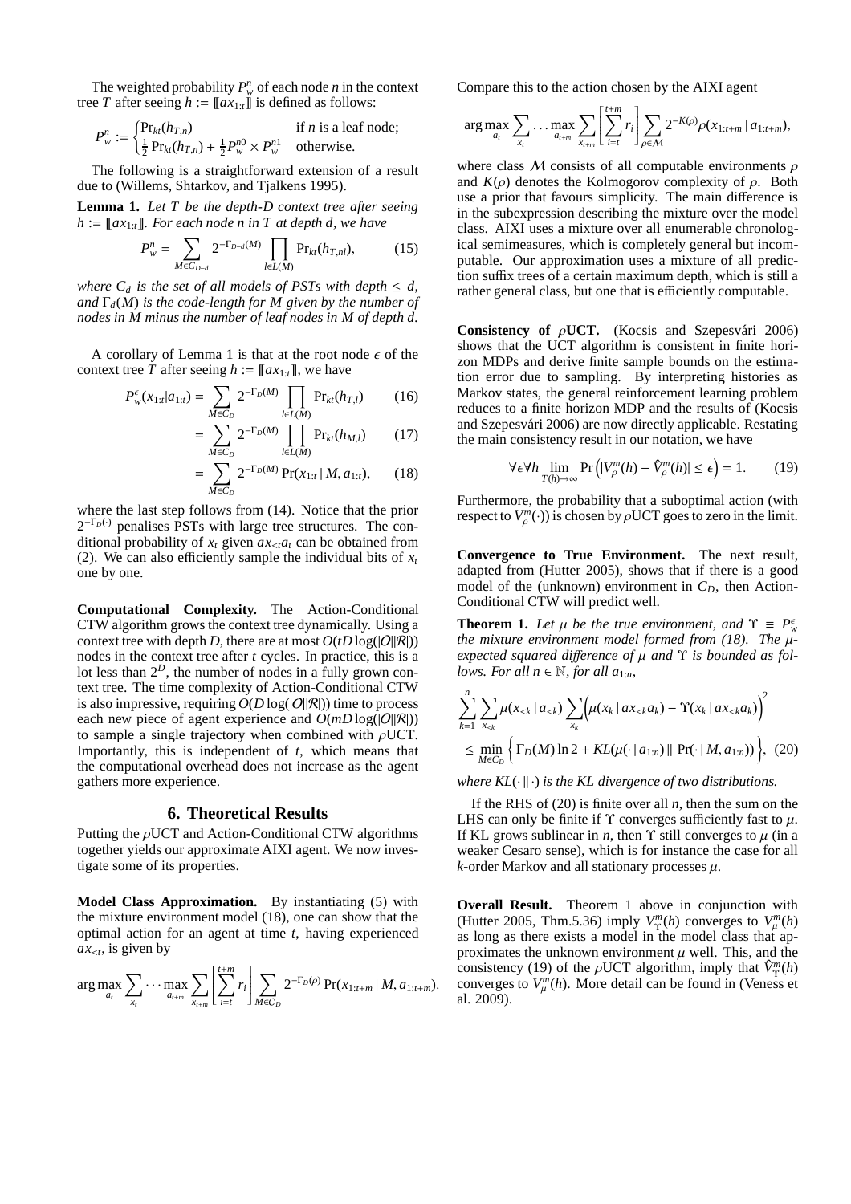The weighted probability $P_w^n$ of each node $n$ in the context tree $T$ after seeing $h := [\![ax_{1:t}]\!]$ is defined as follows:

$$P_w^n := \begin{cases} \Pr_{kt}(h_{T,n}) & \text{if } n \text{ is a leaf node;} \\ \frac{1}{2}\Pr_{kt}(h_{T,n}) + \frac{1}{2}P_w^{n0} \times P_w^{n1} & \text{otherwise.} \end{cases}$$

The following is a straightforward extension of a result due to (Willems, Shtarkov, and Tjalkens 1995).

**Lemma 1.** *Let $T$ be the depth-$D$ context tree after seeing $h := [\![ax_{1:t}]\!]$. For each node $n$ in $T$ at depth $d$, we have*

$$P_w^n = \sum_{M \in C_{D-d}} 2^{-\Gamma_{D-d}(M)} \prod_{l \in L(M)} \Pr_{kt}(h_{T,nl}), \tag{15}$$

*where $C_d$ is the set of all models of PSTs with depth $\leq d$, and $\Gamma_d(M)$ is the code-length for $M$ given by the number of nodes in $M$ minus the number of leaf nodes in $M$ of depth $d$.*

A corollary of Lemma 1 is that at the root node $\epsilon$ of the context tree $T$ after seeing $h := [\![ax_{1:t}]\!]$, we have

$$P_w^\epsilon(x_{1:t}|a_{1:t}) = \sum_{M \in C_D} 2^{-\Gamma_D(M)} \prod_{l \in L(M)} \Pr_{kt}(h_{T,l}) \tag{16}$$

$$= \sum_{M \in C_D} 2^{-\Gamma_D(M)} \prod_{l \in L(M)} \Pr_{kt}(h_{M,l}) \tag{17}$$

$$= \sum_{M \in C_D} 2^{-\Gamma_D(M)} \Pr(x_{1:t} \,|\, M, a_{1:t}), \tag{18}$$

where the last step follows from (14). Notice that the prior $2^{-\Gamma_D(\cdot)}$ penalises PSTs with large tree structures. The conditional probability of $x_t$ given $ax_{<t}a_t$ can be obtained from (2). We can also efficiently sample the individual bits of $x_t$ one by one.

**Computational Complexity.** The Action-Conditional CTW algorithm grows the context tree dynamically. Using a context tree with depth $D$, there are at most $O(tD\log(|\mathcal{O}||\mathcal{R}|))$ nodes in the context tree after $t$ cycles. In practice, this is a lot less than $2^D$, the number of nodes in a fully grown context tree. The time complexity of Action-Conditional CTW is also impressive, requiring $O(D\log(|\mathcal{O}||\mathcal{R}|))$ time to process each new piece of agent experience and $O(mD\log(|\mathcal{O}||\mathcal{R}|))$ to sample a single trajectory when combined with $\rho$UCT. Importantly, this is independent of $t$, which means that the computational overhead does not increase as the agent gathers more experience.

## 6. Theoretical Results

Putting the $\rho$UCT and Action-Conditional CTW algorithms together yields our approximate AIXI agent. We now investigate some of its properties.

**Model Class Approximation.** By instantiating (5) with the mixture environment model (18), one can show that the optimal action for an agent at time $t$, having experienced $ax_{<t}$, is given by

$$\arg\max_{a_t} \sum_{x_t} \cdots \max_{a_{t+m}} \sum_{x_{t+m}} \left[\sum_{i=t}^{t+m} r_i\right] \sum_{M \in C_D} 2^{-\Gamma_D(\rho)} \Pr(x_{1:t+m} \,|\, M, a_{1:t+m}).$$

Compare this to the action chosen by the AIXI agent

$$\arg\max_{a_t} \sum_{x_t} \ldots \max_{a_{t+m}} \sum_{x_{t+m}} \left[\sum_{i=t}^{t+m} r_i\right] \sum_{\rho \in \mathcal{M}} 2^{-K(\rho)} \rho(x_{1:t+m} \,|\, a_{1:t+m}),$$

where class $\mathcal{M}$ consists of all computable environments $\rho$ and $K(\rho)$ denotes the Kolmogorov complexity of $\rho$. Both use a prior that favours simplicity. The main difference is in the subexpression describing the mixture over the model class. AIXI uses a mixture over all enumerable chronological semimeasures, which is completely general but incomputable. Our approximation uses a mixture of all prediction suffix trees of a certain maximum depth, which is still a rather general class, but one that is efficiently computable.

**Consistency of $\rho$UCT.** (Kocsis and Szepesvári 2006) shows that the UCT algorithm is consistent in finite horizon MDPs and derive finite sample bounds on the estimation error due to sampling. By interpreting histories as Markov states, the general reinforcement learning problem reduces to a finite horizon MDP and the results of (Kocsis and Szepesvári 2006) are now directly applicable. Restating the main consistency result in our notation, we have

$$\forall\epsilon\forall h \lim_{T(h)\to\infty} \Pr\left(|V_\rho^m(h) - \hat{V}_\rho^m(h)| \leq \epsilon\right) = 1. \tag{19}$$

Furthermore, the probability that a suboptimal action (with respect to $V_\rho^m(\cdot)$) is chosen by $\rho$UCT goes to zero in the limit.

**Convergence to True Environment.** The next result, adapted from (Hutter 2005), shows that if there is a good model of the (unknown) environment in $C_D$, then Action-Conditional CTW will predict well.

**Theorem 1.** *Let $\mu$ be the true environment, and $\Upsilon \equiv P_w^\epsilon$ the mixture environment model formed from (18). The $\mu$-expected squared difference of $\mu$ and $\Upsilon$ is bounded as follows. For all $n \in \mathbb{N}$, for all $a_{1:n}$,*

$$\sum_{k=1}^{n} \sum_{x_{<k}} \mu(x_{<k} \,|\, a_{<k}) \sum_{x_k} \Big(\mu(x_k \,|\, ax_{<k}a_k) - \Upsilon(x_k \,|\, ax_{<k}a_k)\Big)^2$$
$$\leq \min_{M \in C_D} \Big\{ \Gamma_D(M)\ln 2 + KL(\mu(\cdot \,|\, a_{1:n}) \,\|\, \Pr(\cdot \,|\, M, a_{1:n})) \Big\}, \tag{20}$$

*where $KL(\cdot \,\|\, \cdot)$ is the KL divergence of two distributions.*

If the RHS of (20) is finite over all $n$, then the sum on the LHS can only be finite if $\Upsilon$ converges sufficiently fast to $\mu$. If KL grows sublinear in $n$, then $\Upsilon$ still converges to $\mu$ (in a weaker Cesaro sense), which is for instance the case for all $k$-order Markov and all stationary processes $\mu$.

**Overall Result.** Theorem 1 above in conjunction with (Hutter 2005, Thm.5.36) imply $V_\Upsilon^m(h)$ converges to $V_\mu^m(h)$ as long as there exists a model in the model class that approximates the unknown environment $\mu$ well. This, and the consistency (19) of the $\rho$UCT algorithm, imply that $\hat{V}_\Upsilon^m(h)$ converges to $V_\mu^m(h)$. More detail can be found in (Veness et al. 2009).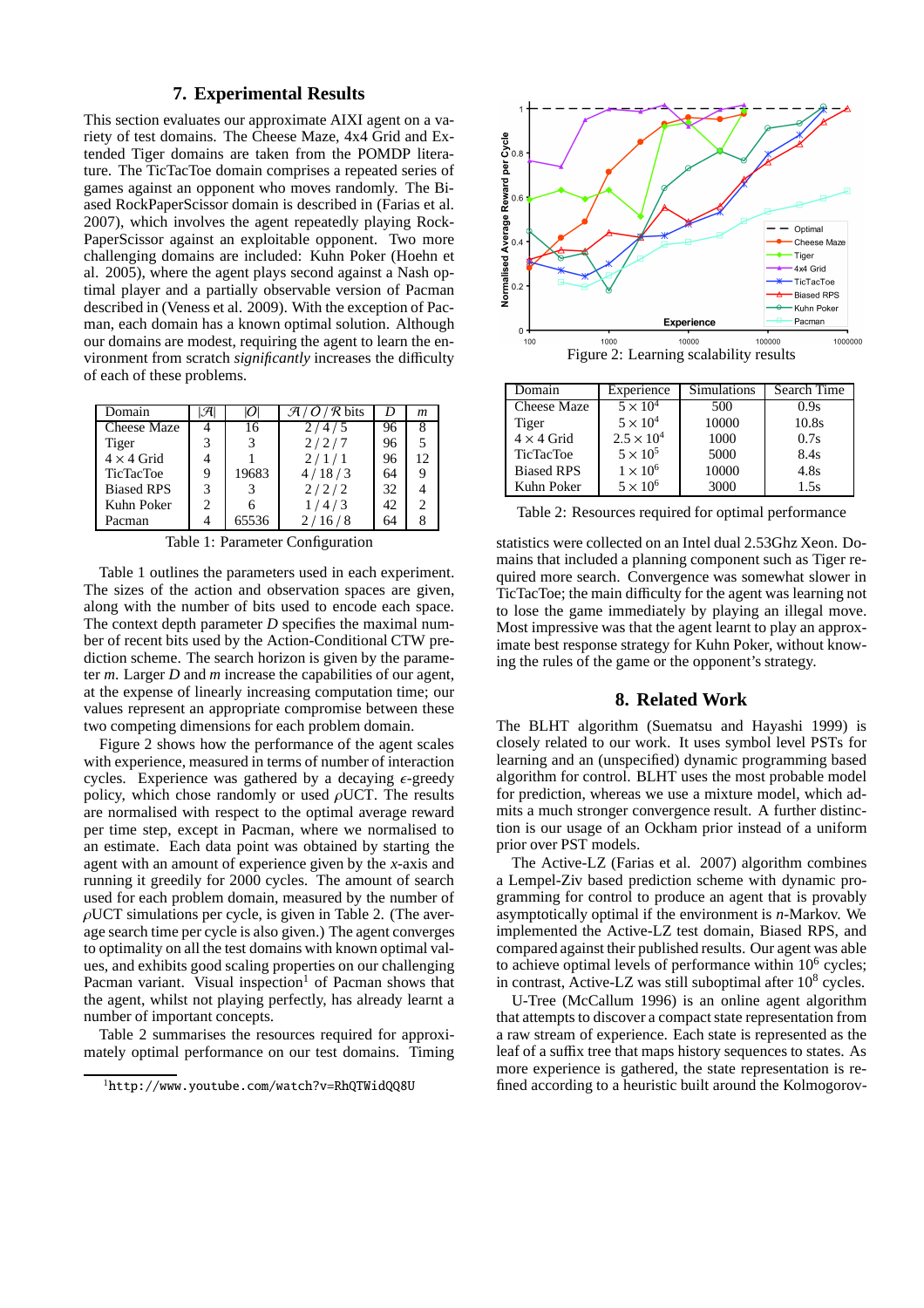## 7. Experimental Results

This section evaluates our approximate AIXI agent on a variety of test domains. The Cheese Maze, 4x4 Grid and Extended Tiger domains are taken from the POMDP literature. The TicTacToe domain comprises a repeated series of games against an opponent who moves randomly. The Biased RockPaperScissor domain is described in (Farias et al. 2007), which involves the agent repeatedly playing RockPaperScissor against an exploitable opponent. Two more challenging domains are included: Kuhn Poker (Hoehn et al. 2005), where the agent plays second against a Nash optimal player and a partially observable version of Pacman described in (Veness et al. 2009). With the exception of Pacman, each domain has a known optimal solution. Although our domains are modest, requiring the agent to learn the environment from scratch *significantly* increases the difficulty of each of these problems.

| Domain | $\lvert\mathcal{A}\rvert$ | $\lvert\mathcal{O}\rvert$ | $\mathcal{A}$ / $\mathcal{O}$ / $\mathcal{R}$ bits | $D$ | $m$ |
|---|---|---|---|---|---|
| Cheese Maze | 4 | 16 | 2 / 4 / 5 | 96 | 8 |
| Tiger | 3 | 3 | 2 / 2 / 7 | 96 | 5 |
| $4 \times 4$ Grid | 4 | 1 | 2 / 1 / 1 | 96 | 12 |
| TicTacToe | 9 | 19683 | 4 / 18 / 3 | 64 | 9 |
| Biased RPS | 3 | 3 | 2 / 2 / 2 | 32 | 4 |
| Kuhn Poker | 2 | 6 | 1 / 4 / 3 | 42 | 2 |
| Pacman | 4 | 65536 | 2 / 16 / 8 | 64 | 8 |

Table 1: Parameter Configuration

Table 1 outlines the parameters used in each experiment. The sizes of the action and observation spaces are given, along with the number of bits used to encode each space. The context depth parameter $D$ specifies the maximal number of recent bits used by the Action-Conditional CTW prediction scheme. The search horizon is given by the parameter $m$. Larger $D$ and $m$ increase the capabilities of our agent, at the expense of linearly increasing computation time; our values represent an appropriate compromise between these two competing dimensions for each problem domain.

Figure 2 shows how the performance of the agent scales with experience, measured in terms of number of interaction cycles. Experience was gathered by a decaying $\epsilon$-greedy policy, which chose randomly or used $\rho$UCT. The results are normalised with respect to the optimal average reward per time step, except in Pacman, where we normalised to an estimate. Each data point was obtained by starting the agent with an amount of experience given by the $x$-axis and running it greedily for 2000 cycles. The amount of search used for each problem domain, measured by the number of $\rho$UCT simulations per cycle, is given in Table 2. (The average search time per cycle is also given.) The agent converges to optimality on all the test domains with known optimal values, and exhibits good scaling properties on our challenging Pacman variant. Visual inspection[1] of Pacman shows that the agent, whilst not playing perfectly, has already learnt a number of important concepts.

Table 2 summarises the resources required for approximately optimal performance on our test domains. Timing

[1] http://www.youtube.com/watch?v=RhQTWidQQ8U

Figure 2: Learning scalability results

| Domain | Experience | Simulations | Search Time |
|---|---|---|---|
| Cheese Maze | $5 \times 10^4$ | 500 | 0.9s |
| Tiger | $5 \times 10^4$ | 10000 | 10.8s |
| $4 \times 4$ Grid | $2.5 \times 10^4$ | 1000 | 0.7s |
| TicTacToe | $5 \times 10^5$ | 5000 | 8.4s |
| Biased RPS | $1 \times 10^6$ | 10000 | 4.8s |
| Kuhn Poker | $5 \times 10^6$ | 3000 | 1.5s |

Table 2: Resources required for optimal performance

statistics were collected on an Intel dual 2.53Ghz Xeon. Domains that included a planning component such as Tiger required more search. Convergence was somewhat slower in TicTacToe; the main difficulty for the agent was learning not to lose the game immediately by playing an illegal move. Most impressive was that the agent learnt to play an approximate best response strategy for Kuhn Poker, without knowing the rules of the game or the opponent's strategy.

## 8. Related Work

The BLHT algorithm (Suematsu and Hayashi 1999) is closely related to our work. It uses symbol level PSTs for learning and an (unspecified) dynamic programming based algorithm for control. BLHT uses the most probable model for prediction, whereas we use a mixture model, which admits a much stronger convergence result. A further distinction is our usage of an Ockham prior instead of a uniform prior over PST models.

The Active-LZ (Farias et al. 2007) algorithm combines a Lempel-Ziv based prediction scheme with dynamic programming for control to produce an agent that is provably asymptotically optimal if the environment is $n$-Markov. We implemented the Active-LZ test domain, Biased RPS, and compared against their published results. Our agent was able to achieve optimal levels of performance within $10^6$ cycles; in contrast, Active-LZ was still suboptimal after $10^8$ cycles.

U-Tree (McCallum 1996) is an online agent algorithm that attempts to discover a compact state representation from a raw stream of experience. Each state is represented as the leaf of a suffix tree that maps history sequences to states. As more experience is gathered, the state representation is refined according to a heuristic built around the Kolmogorov-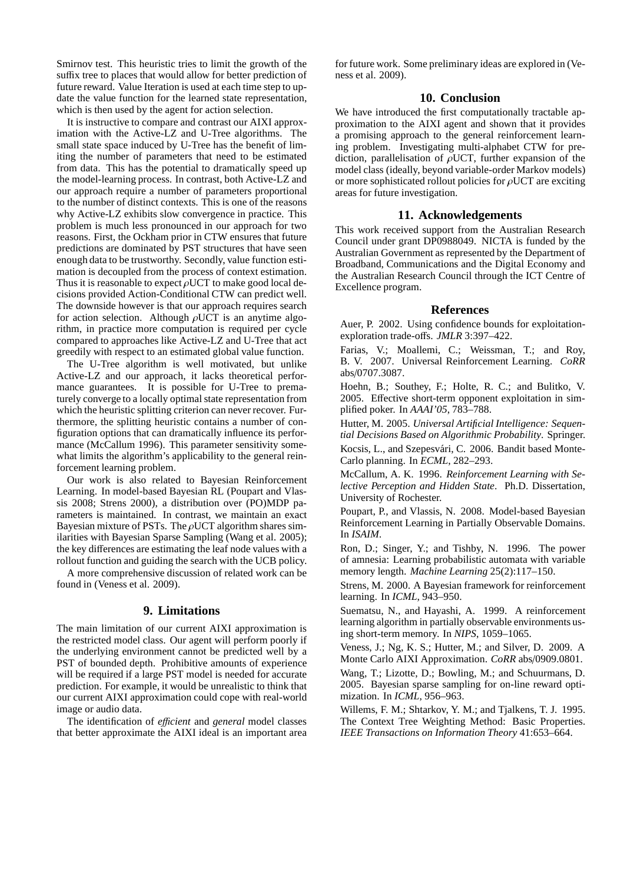Smirnov test. This heuristic tries to limit the growth of the suffix tree to places that would allow for better prediction of future reward. Value Iteration is used at each time step to update the value function for the learned state representation, which is then used by the agent for action selection.

It is instructive to compare and contrast our AIXI approximation with the Active-LZ and U-Tree algorithms. The small state space induced by U-Tree has the benefit of limiting the number of parameters that need to be estimated from data. This has the potential to dramatically speed up the model-learning process. In contrast, both Active-LZ and our approach require a number of parameters proportional to the number of distinct contexts. This is one of the reasons why Active-LZ exhibits slow convergence in practice. This problem is much less pronounced in our approach for two reasons. First, the Ockham prior in CTW ensures that future predictions are dominated by PST structures that have seen enough data to be trustworthy. Secondly, value function estimation is decoupled from the process of context estimation. Thus it is reasonable to expect $\rho$UCT to make good local decisions provided Action-Conditional CTW can predict well. The downside however is that our approach requires search for action selection. Although $\rho$UCT is an anytime algorithm, in practice more computation is required per cycle compared to approaches like Active-LZ and U-Tree that act greedily with respect to an estimated global value function.

The U-Tree algorithm is well motivated, but unlike Active-LZ and our approach, it lacks theoretical performance guarantees. It is possible for U-Tree to prematurely converge to a locally optimal state representation from which the heuristic splitting criterion can never recover. Furthermore, the splitting heuristic contains a number of configuration options that can dramatically influence its performance (McCallum 1996). This parameter sensitivity somewhat limits the algorithm's applicability to the general reinforcement learning problem.

Our work is also related to Bayesian Reinforcement Learning. In model-based Bayesian RL (Poupart and Vlassis 2008; Strens 2000), a distribution over (PO)MDP parameters is maintained. In contrast, we maintain an exact Bayesian mixture of PSTs. The $\rho$UCT algorithm shares similarities with Bayesian Sparse Sampling (Wang et al. 2005); the key differences are estimating the leaf node values with a rollout function and guiding the search with the UCB policy.

A more comprehensive discussion of related work can be found in (Veness et al. 2009).

## 9. Limitations

The main limitation of our current AIXI approximation is the restricted model class. Our agent will perform poorly if the underlying environment cannot be predicted well by a PST of bounded depth. Prohibitive amounts of experience will be required if a large PST model is needed for accurate prediction. For example, it would be unrealistic to think that our current AIXI approximation could cope with real-world image or audio data.

The identification of *efficient* and *general* model classes that better approximate the AIXI ideal is an important area for future work. Some preliminary ideas are explored in (Veness et al. 2009).

## 10. Conclusion

We have introduced the first computationally tractable approximation to the AIXI agent and shown that it provides a promising approach to the general reinforcement learning problem. Investigating multi-alphabet CTW for prediction, parallelisation of $\rho$UCT, further expansion of the model class (ideally, beyond variable-order Markov models) or more sophisticated rollout policies for $\rho$UCT are exciting areas for future investigation.

## 11. Acknowledgements

This work received support from the Australian Research Council under grant DP0988049. NICTA is funded by the Australian Government as represented by the Department of Broadband, Communications and the Digital Economy and the Australian Research Council through the ICT Centre of Excellence program.

## References

Auer, P. 2002. Using confidence bounds for exploitation-exploration trade-offs. *JMLR* 3:397–422.

Farias, V.; Moallemi, C.; Weissman, T.; and Roy, B. V. 2007. Universal Reinforcement Learning. *CoRR* abs/0707.3087.

Hoehn, B.; Southey, F.; Holte, R. C.; and Bulitko, V. 2005. Effective short-term opponent exploitation in simplified poker. In *AAAI'05*, 783–788.

Hutter, M. 2005. *Universal Artificial Intelligence: Sequential Decisions Based on Algorithmic Probability*. Springer.

Kocsis, L., and Szepesvári, C. 2006. Bandit based Monte-Carlo planning. In *ECML*, 282–293.

McCallum, A. K. 1996. *Reinforcement Learning with Selective Perception and Hidden State*. Ph.D. Dissertation, University of Rochester.

Poupart, P., and Vlassis, N. 2008. Model-based Bayesian Reinforcement Learning in Partially Observable Domains. In *ISAIM*.

Ron, D.; Singer, Y.; and Tishby, N. 1996. The power of amnesia: Learning probabilistic automata with variable memory length. *Machine Learning* 25(2):117–150.

Strens, M. 2000. A Bayesian framework for reinforcement learning. In *ICML*, 943–950.

Suematsu, N., and Hayashi, A. 1999. A reinforcement learning algorithm in partially observable environments using short-term memory. In *NIPS*, 1059–1065.

Veness, J.; Ng, K. S.; Hutter, M.; and Silver, D. 2009. A Monte Carlo AIXI Approximation. *CoRR* abs/0909.0801.

Wang, T.; Lizotte, D.; Bowling, M.; and Schuurmans, D. 2005. Bayesian sparse sampling for on-line reward optimization. In *ICML*, 956–963.

Willems, F. M.; Shtarkov, Y. M.; and Tjalkens, T. J. 1995. The Context Tree Weighting Method: Basic Properties. *IEEE Transactions on Information Theory* 41:653–664.